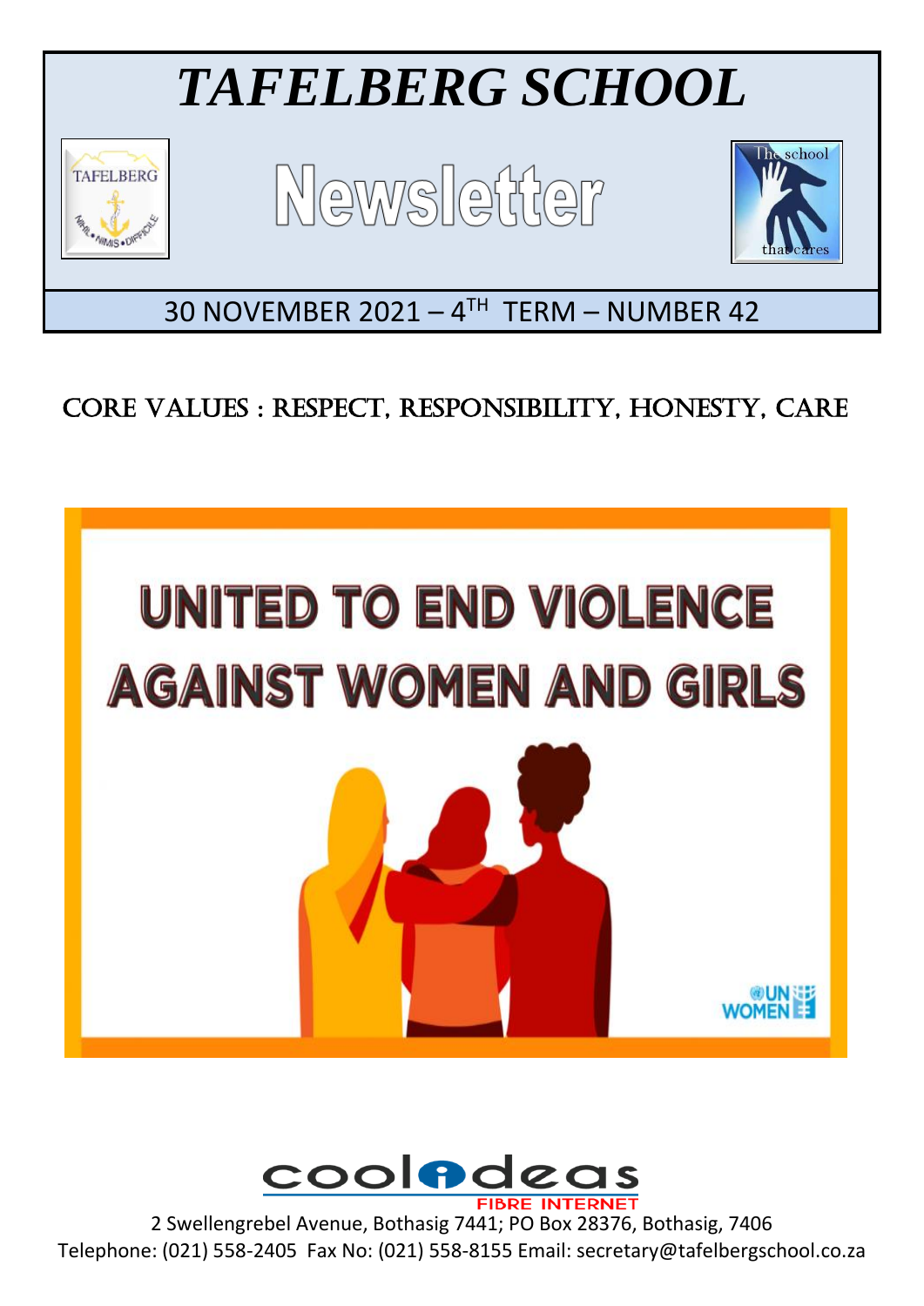# *TAFELBERG SCHOOL*

## Newsletter

30 NOVEMBER 2021 – 4TH TERM – NUMBER 42

## CORE VALUES : RESPECT, RESPONSIBILITY, HONESTY, CARE

UNITED TO END VIOLENCE AGAINST WOMEN AND GIRLS

2 Swellengrebel Avenue, Bothasig 7441; PO Box 28376, Bothasig, 7406
Telephone: (021) 558-2405 Fax No: (021) 558-8155 Email: secretary@tafelbergschool.co.za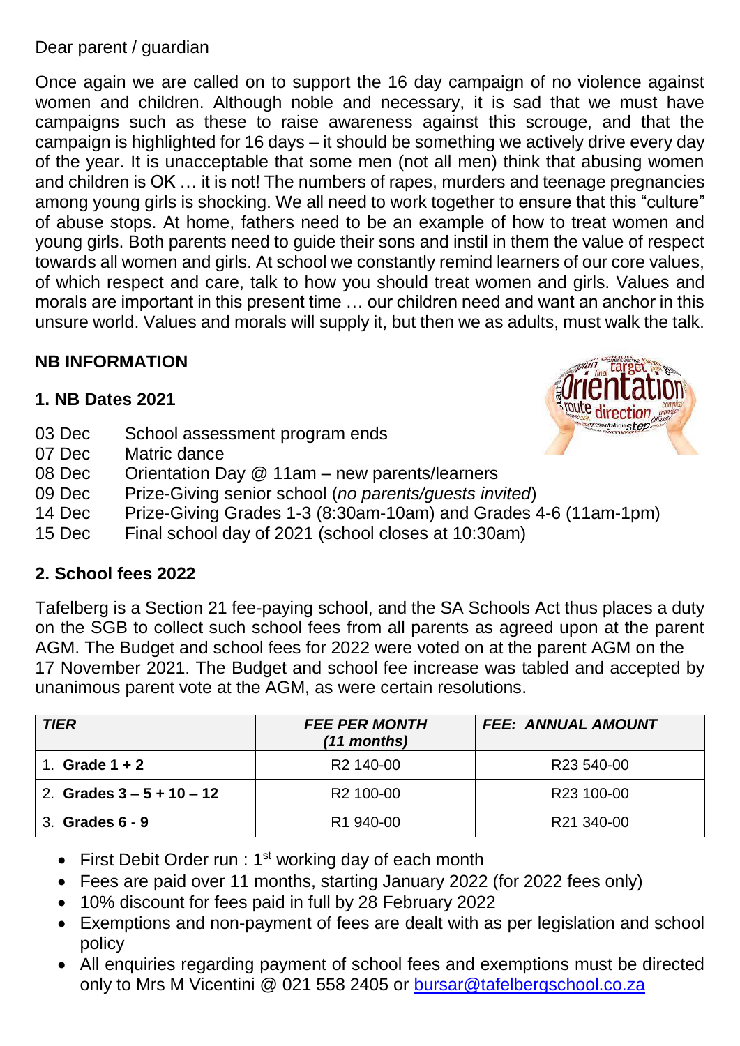Dear parent / guardian

Once again we are called on to support the 16 day campaign of no violence against women and children. Although noble and necessary, it is sad that we must have campaigns such as these to raise awareness against this scrouge, and that the campaign is highlighted for 16 days – it should be something we actively drive every day of the year. It is unacceptable that some men (not all men) think that abusing women and children is OK … it is not! The numbers of rapes, murders and teenage pregnancies among young girls is shocking. We all need to work together to ensure that this "culture" of abuse stops. At home, fathers need to be an example of how to treat women and young girls. Both parents need to guide their sons and instil in them the value of respect towards all women and girls. At school we constantly remind learners of our core values, of which respect and care, talk to how you should treat women and girls. Values and morals are important in this present time … our children need and want an anchor in this unsure world. Values and morals will supply it, but then we as adults, must walk the talk.

## NB INFORMATION

### 1. NB Dates 2021

- 03 Dec — School assessment program ends
- 07 Dec — Matric dance
- 08 Dec — Orientation Day @ 11am – new parents/learners
- 09 Dec — Prize-Giving senior school (*no parents/guests invited*)
- 14 Dec — Prize-Giving Grades 1-3 (8:30am-10am) and Grades 4-6 (11am-1pm)
- 15 Dec — Final school day of 2021 (school closes at 10:30am)

### 2. School fees 2022

Tafelberg is a Section 21 fee-paying school, and the SA Schools Act thus places a duty on the SGB to collect such school fees from all parents as agreed upon at the parent AGM. The Budget and school fees for 2022 were voted on at the parent AGM on the 17 November 2021. The Budget and school fee increase was tabled and accepted by unanimous parent vote at the AGM, as were certain resolutions.

| *TIER* | *FEE PER MONTH (11 months)* | *FEE: ANNUAL AMOUNT* |
|---|---|---|
| 1. **Grade 1 + 2** | R2 140-00 | R23 540-00 |
| 2. **Grades 3 – 5 + 10 – 12** | R2 100-00 | R23 100-00 |
| 3. **Grades 6 - 9** | R1 940-00 | R21 340-00 |

- First Debit Order run : 1st working day of each month
- Fees are paid over 11 months, starting January 2022 (for 2022 fees only)
- 10% discount for fees paid in full by 28 February 2022
- Exemptions and non-payment of fees are dealt with as per legislation and school policy
- All enquiries regarding payment of school fees and exemptions must be directed only to Mrs M Vicentini @ 021 558 2405 or bursar@tafelbergschool.co.za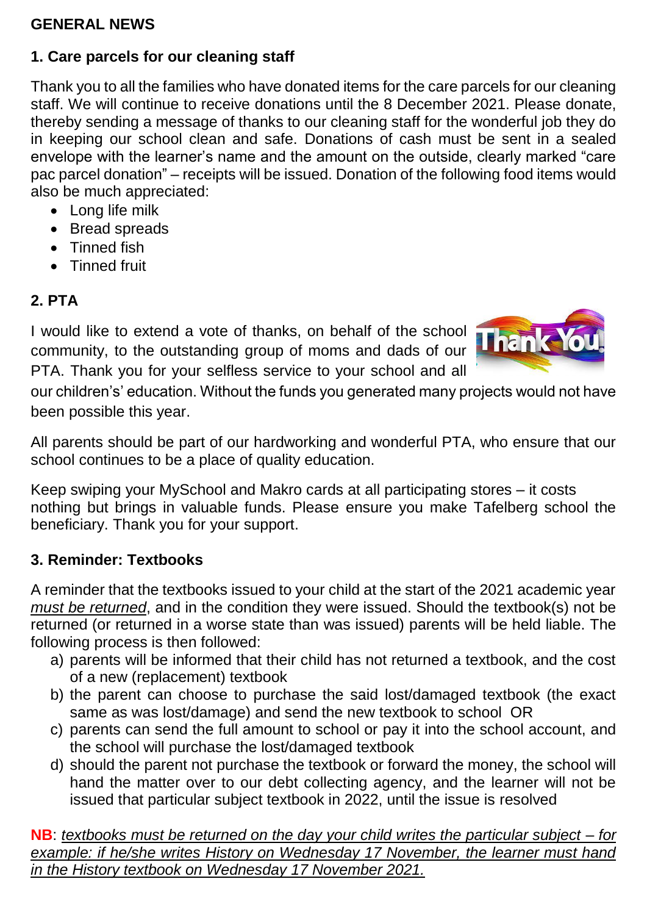## GENERAL NEWS

### 1. Care parcels for our cleaning staff

Thank you to all the families who have donated items for the care parcels for our cleaning staff. We will continue to receive donations until the 8 December 2021. Please donate, thereby sending a message of thanks to our cleaning staff for the wonderful job they do in keeping our school clean and safe. Donations of cash must be sent in a sealed envelope with the learner's name and the amount on the outside, clearly marked "care pac parcel donation" – receipts will be issued. Donation of the following food items would also be much appreciated:

- Long life milk
- Bread spreads
- Tinned fish
- Tinned fruit

### 2. PTA

I would like to extend a vote of thanks, on behalf of the school community, to the outstanding group of moms and dads of our PTA. Thank you for your selfless service to your school and all our children's' education. Without the funds you generated many projects would not have been possible this year.

All parents should be part of our hardworking and wonderful PTA, who ensure that our school continues to be a place of quality education.

Keep swiping your MySchool and Makro cards at all participating stores – it costs nothing but brings in valuable funds. Please ensure you make Tafelberg school the beneficiary. Thank you for your support.

### 3. Reminder: Textbooks

A reminder that the textbooks issued to your child at the start of the 2021 academic year *must be returned*, and in the condition they were issued. Should the textbook(s) not be returned (or returned in a worse state than was issued) parents will be held liable. The following process is then followed:

a) parents will be informed that their child has not returned a textbook, and the cost of a new (replacement) textbook
b) the parent can choose to purchase the said lost/damaged textbook (the exact same as was lost/damage) and send the new textbook to school OR
c) parents can send the full amount to school or pay it into the school account, and the school will purchase the lost/damaged textbook
d) should the parent not purchase the textbook or forward the money, the school will hand the matter over to our debt collecting agency, and the learner will not be issued that particular subject textbook in 2022, until the issue is resolved

**NB**: *textbooks must be returned on the day your child writes the particular subject – for example: if he/she writes History on Wednesday 17 November, the learner must hand in the History textbook on Wednesday 17 November 2021.*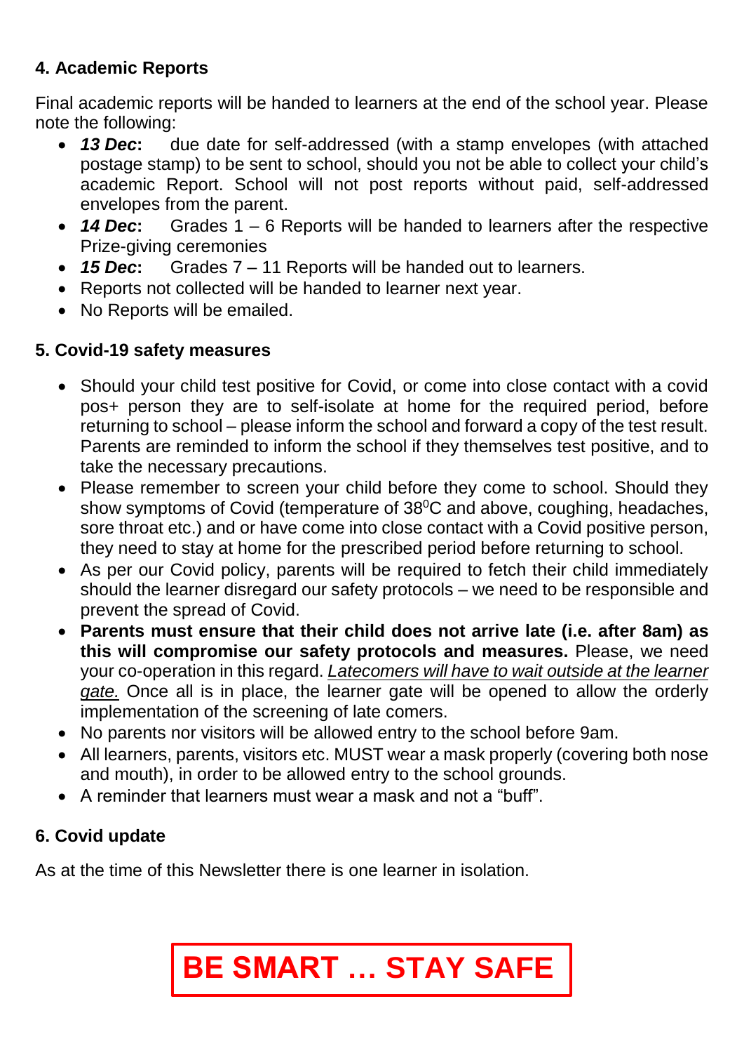### 4. Academic Reports

Final academic reports will be handed to learners at the end of the school year. Please note the following:

- ***13 Dec*****:** due date for self-addressed (with a stamp envelopes (with attached postage stamp) to be sent to school, should you not be able to collect your child's academic Report. School will not post reports without paid, self-addressed envelopes from the parent.
- ***14 Dec*****:** Grades 1 – 6 Reports will be handed to learners after the respective Prize-giving ceremonies
- ***15 Dec*****:** Grades 7 – 11 Reports will be handed out to learners.
- Reports not collected will be handed to learner next year.
- No Reports will be emailed.

### 5. Covid-19 safety measures

- Should your child test positive for Covid, or come into close contact with a covid pos+ person they are to self-isolate at home for the required period, before returning to school – please inform the school and forward a copy of the test result. Parents are reminded to inform the school if they themselves test positive, and to take the necessary precautions.
- Please remember to screen your child before they come to school. Should they show symptoms of Covid (temperature of $38^0$C and above, coughing, headaches, sore throat etc.) and or have come into close contact with a Covid positive person, they need to stay at home for the prescribed period before returning to school.
- As per our Covid policy, parents will be required to fetch their child immediately should the learner disregard our safety protocols – we need to be responsible and prevent the spread of Covid.
- **Parents must ensure that their child does not arrive late (i.e. after 8am) as this will compromise our safety protocols and measures.** Please, we need your co-operation in this regard. *<u>Latecomers will have to wait outside at the learner gate.</u>* Once all is in place, the learner gate will be opened to allow the orderly implementation of the screening of late comers.
- No parents nor visitors will be allowed entry to the school before 9am.
- All learners, parents, visitors etc. MUST wear a mask properly (covering both nose and mouth), in order to be allowed entry to the school grounds.
- A reminder that learners must wear a mask and not a "buff".

### 6. Covid update

As at the time of this Newsletter there is one learner in isolation.

**BE SMART … STAY SAFE**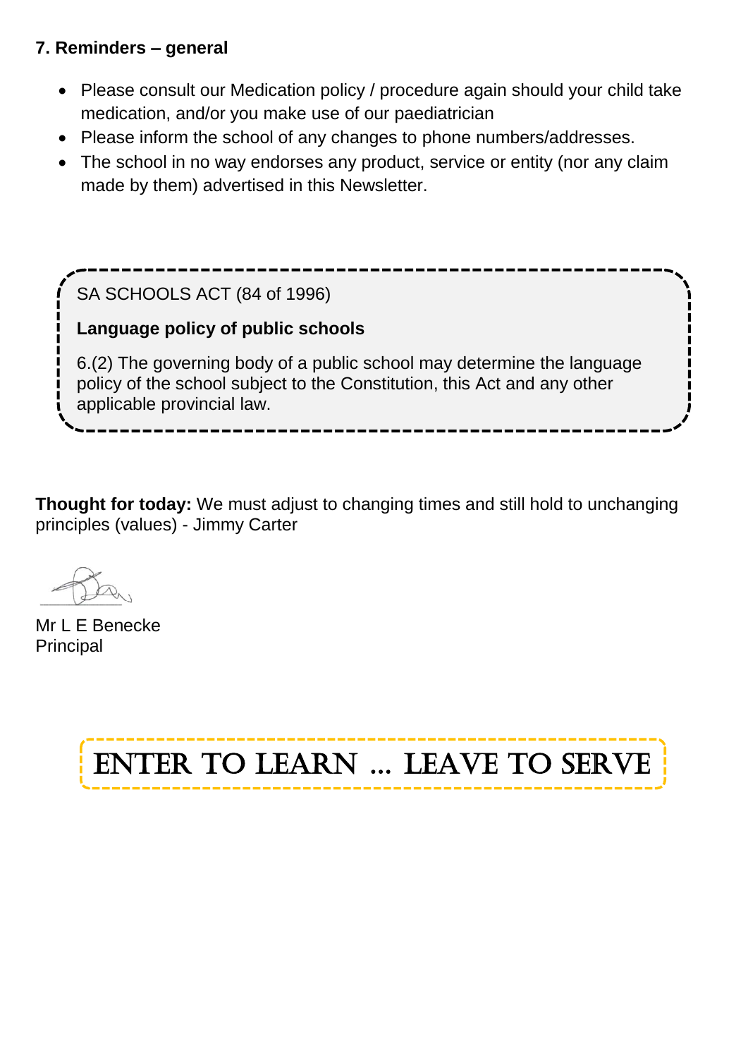**7. Reminders – general**

- Please consult our Medication policy / procedure again should your child take medication, and/or you make use of our paediatrician
- Please inform the school of any changes to phone numbers/addresses.
- The school in no way endorses any product, service or entity (nor any claim made by them) advertised in this Newsletter.

SA SCHOOLS ACT (84 of 1996)

**Language policy of public schools**

6.(2) The governing body of a public school may determine the language policy of the school subject to the Constitution, this Act and any other applicable provincial law.

**Thought for today:** We must adjust to changing times and still hold to unchanging principles (values) - Jimmy Carter

Mr L E Benecke
Principal

ENTER TO LEARN … LEAVE TO SERVE